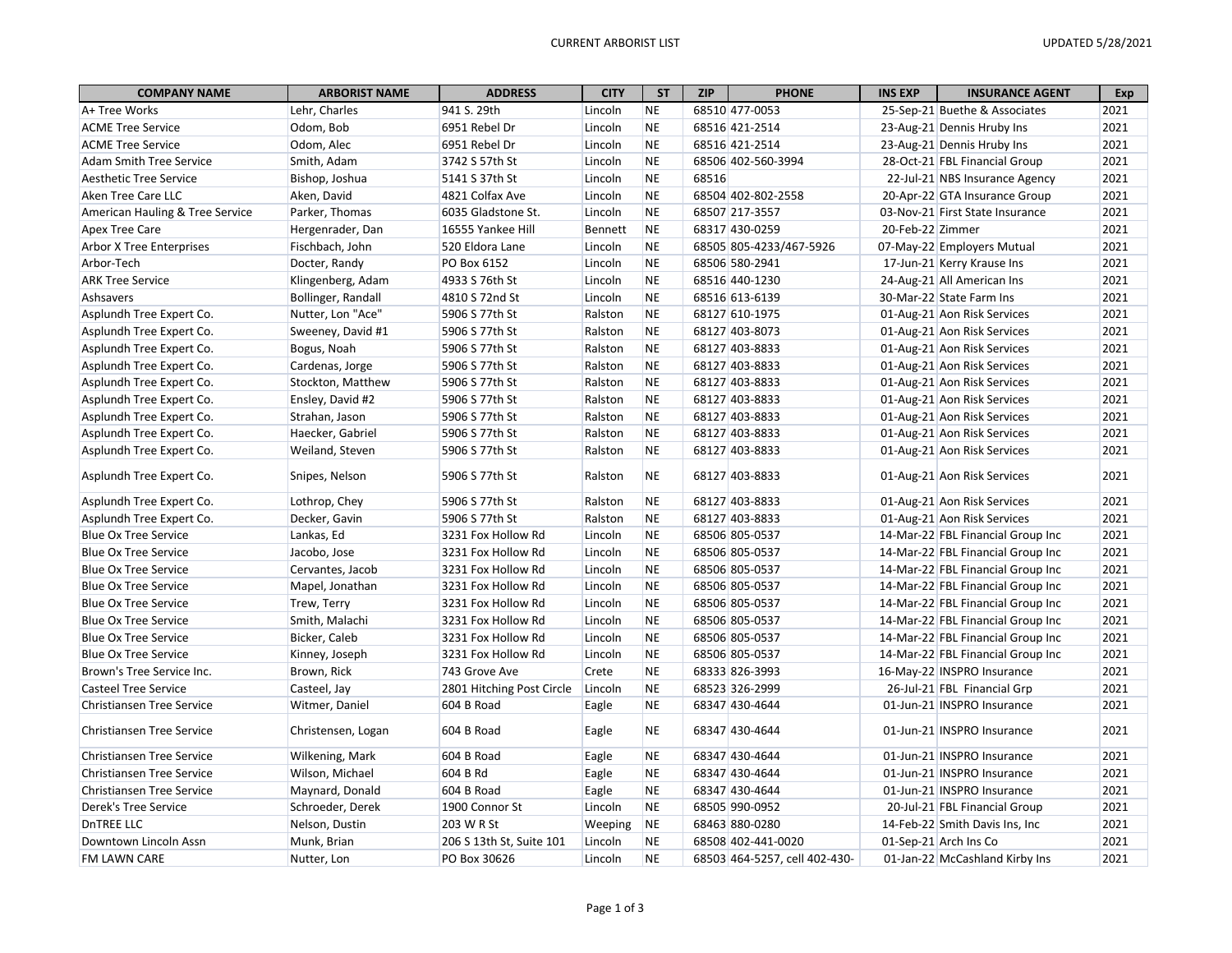# CURRENT ARBORIST LIST

UPDATED 5/28/2021

| COMPANY NAME | ARBORIST NAME | ADDRESS | CITY | ST | ZIP | PHONE | INS EXP | INSURANCE AGENT | Exp |
|---|---|---|---|---|---|---|---|---|---|
| A+ Tree Works | Lehr, Charles | 941 S. 29th | Lincoln | NE | 68510 | 477-0053 | 25-Sep-21 | Buethe & Associates | 2021 |
| ACME Tree Service | Odom, Bob | 6951 Rebel Dr | Lincoln | NE | 68516 | 421-2514 | 23-Aug-21 | Dennis Hruby Ins | 2021 |
| ACME Tree Service | Odom, Alec | 6951 Rebel Dr | Lincoln | NE | 68516 | 421-2514 | 23-Aug-21 | Dennis Hruby Ins | 2021 |
| Adam Smith Tree Service | Smith, Adam | 3742 S 57th St | Lincoln | NE | 68506 | 402-560-3994 | 28-Oct-21 | FBL Financial Group | 2021 |
| Aesthetic Tree Service | Bishop, Joshua | 5141 S 37th St | Lincoln | NE | 68516 | | 22-Jul-21 | NBS Insurance Agency | 2021 |
| Aken Tree Care LLC | Aken, David | 4821 Colfax Ave | Lincoln | NE | 68504 | 402-802-2558 | 20-Apr-22 | GTA Insurance Group | 2021 |
| American Hauling & Tree Service | Parker, Thomas | 6035 Gladstone St. | Lincoln | NE | 68507 | 217-3557 | 03-Nov-21 | First State Insurance | 2021 |
| Apex Tree Care | Hergenrader, Dan | 16555 Yankee Hill | Bennett | NE | 68317 | 430-0259 | 20-Feb-22 | Zimmer | 2021 |
| Arbor X Tree Enterprises | Fischbach, John | 520 Eldora Lane | Lincoln | NE | 68505 | 805-4233/467-5926 | 07-May-22 | Employers Mutual | 2021 |
| Arbor-Tech | Docter, Randy | PO Box 6152 | Lincoln | NE | 68506 | 580-2941 | 17-Jun-21 | Kerry Krause Ins | 2021 |
| ARK Tree Service | Klingenberg, Adam | 4933 S 76th St | Lincoln | NE | 68516 | 440-1230 | 24-Aug-21 | All American Ins | 2021 |
| Ashsavers | Bollinger, Randall | 4810 S 72nd St | Lincoln | NE | 68516 | 613-6139 | 30-Mar-22 | State Farm Ins | 2021 |
| Asplundh Tree Expert Co. | Nutter, Lon "Ace" | 5906 S 77th St | Ralston | NE | 68127 | 610-1975 | 01-Aug-21 | Aon Risk Services | 2021 |
| Asplundh Tree Expert Co. | Sweeney, David #1 | 5906 S 77th St | Ralston | NE | 68127 | 403-8073 | 01-Aug-21 | Aon Risk Services | 2021 |
| Asplundh Tree Expert Co. | Bogus, Noah | 5906 S 77th St | Ralston | NE | 68127 | 403-8833 | 01-Aug-21 | Aon Risk Services | 2021 |
| Asplundh Tree Expert Co. | Cardenas, Jorge | 5906 S 77th St | Ralston | NE | 68127 | 403-8833 | 01-Aug-21 | Aon Risk Services | 2021 |
| Asplundh Tree Expert Co. | Stockton, Matthew | 5906 S 77th St | Ralston | NE | 68127 | 403-8833 | 01-Aug-21 | Aon Risk Services | 2021 |
| Asplundh Tree Expert Co. | Ensley, David #2 | 5906 S 77th St | Ralston | NE | 68127 | 403-8833 | 01-Aug-21 | Aon Risk Services | 2021 |
| Asplundh Tree Expert Co. | Strahan, Jason | 5906 S 77th St | Ralston | NE | 68127 | 403-8833 | 01-Aug-21 | Aon Risk Services | 2021 |
| Asplundh Tree Expert Co. | Haecker, Gabriel | 5906 S 77th St | Ralston | NE | 68127 | 403-8833 | 01-Aug-21 | Aon Risk Services | 2021 |
| Asplundh Tree Expert Co. | Weiland, Steven | 5906 S 77th St | Ralston | NE | 68127 | 403-8833 | 01-Aug-21 | Aon Risk Services | 2021 |
| Asplundh Tree Expert Co. | Snipes, Nelson | 5906 S 77th St | Ralston | NE | 68127 | 403-8833 | 01-Aug-21 | Aon Risk Services | 2021 |
| Asplundh Tree Expert Co. | Lothrop, Chey | 5906 S 77th St | Ralston | NE | 68127 | 403-8833 | 01-Aug-21 | Aon Risk Services | 2021 |
| Asplundh Tree Expert Co. | Decker, Gavin | 5906 S 77th St | Ralston | NE | 68127 | 403-8833 | 01-Aug-21 | Aon Risk Services | 2021 |
| Blue Ox Tree Service | Lankas, Ed | 3231 Fox Hollow Rd | Lincoln | NE | 68506 | 805-0537 | 14-Mar-22 | FBL Financial Group Inc | 2021 |
| Blue Ox Tree Service | Jacobo, Jose | 3231 Fox Hollow Rd | Lincoln | NE | 68506 | 805-0537 | 14-Mar-22 | FBL Financial Group Inc | 2021 |
| Blue Ox Tree Service | Cervantes, Jacob | 3231 Fox Hollow Rd | Lincoln | NE | 68506 | 805-0537 | 14-Mar-22 | FBL Financial Group Inc | 2021 |
| Blue Ox Tree Service | Mapel, Jonathan | 3231 Fox Hollow Rd | Lincoln | NE | 68506 | 805-0537 | 14-Mar-22 | FBL Financial Group Inc | 2021 |
| Blue Ox Tree Service | Trew, Terry | 3231 Fox Hollow Rd | Lincoln | NE | 68506 | 805-0537 | 14-Mar-22 | FBL Financial Group Inc | 2021 |
| Blue Ox Tree Service | Smith, Malachi | 3231 Fox Hollow Rd | Lincoln | NE | 68506 | 805-0537 | 14-Mar-22 | FBL Financial Group Inc | 2021 |
| Blue Ox Tree Service | Bicker, Caleb | 3231 Fox Hollow Rd | Lincoln | NE | 68506 | 805-0537 | 14-Mar-22 | FBL Financial Group Inc | 2021 |
| Blue Ox Tree Service | Kinney, Joseph | 3231 Fox Hollow Rd | Lincoln | NE | 68506 | 805-0537 | 14-Mar-22 | FBL Financial Group Inc | 2021 |
| Brown's Tree Service Inc. | Brown, Rick | 743 Grove Ave | Crete | NE | 68333 | 826-3993 | 16-May-22 | INSPRO Insurance | 2021 |
| Casteel Tree Service | Casteel, Jay | 2801 Hitching Post Circle | Lincoln | NE | 68523 | 326-2999 | 26-Jul-21 | FBL Financial Grp | 2021 |
| Christiansen Tree Service | Witmer, Daniel | 604 B Road | Eagle | NE | 68347 | 430-4644 | 01-Jun-21 | INSPRO Insurance | 2021 |
| Christiansen Tree Service | Christensen, Logan | 604 B Road | Eagle | NE | 68347 | 430-4644 | 01-Jun-21 | INSPRO Insurance | 2021 |
| Christiansen Tree Service | Wilkening, Mark | 604 B Road | Eagle | NE | 68347 | 430-4644 | 01-Jun-21 | INSPRO Insurance | 2021 |
| Christiansen Tree Service | Wilson, Michael | 604 B Rd | Eagle | NE | 68347 | 430-4644 | 01-Jun-21 | INSPRO Insurance | 2021 |
| Christiansen Tree Service | Maynard, Donald | 604 B Road | Eagle | NE | 68347 | 430-4644 | 01-Jun-21 | INSPRO Insurance | 2021 |
| Derek's Tree Service | Schroeder, Derek | 1900 Connor St | Lincoln | NE | 68505 | 990-0952 | 20-Jul-21 | FBL Financial Group | 2021 |
| DnTREE LLC | Nelson, Dustin | 203 W R St | Weeping | NE | 68463 | 880-0280 | 14-Feb-22 | Smith Davis Ins, Inc | 2021 |
| Downtown Lincoln Assn | Munk, Brian | 206 S 13th St, Suite 101 | Lincoln | NE | 68508 | 402-441-0020 | 01-Sep-21 | Arch Ins Co | 2021 |
| FM LAWN CARE | Nutter, Lon | PO Box 30626 | Lincoln | NE | 68503 | 464-5257, cell 402-430- | 01-Jan-22 | McCashland Kirby Ins | 2021 |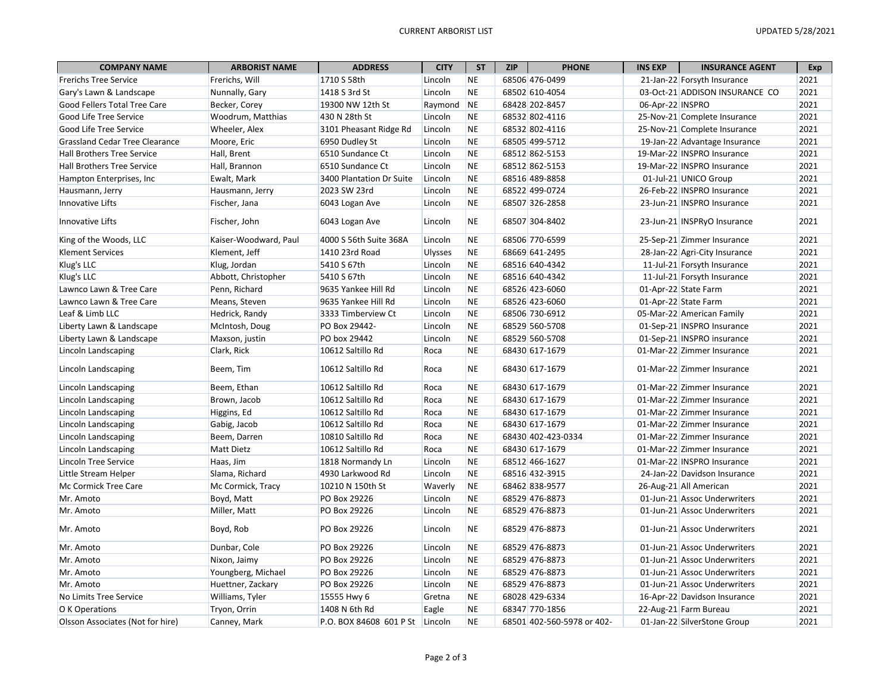| COMPANY NAME | ARBORIST NAME | ADDRESS | CITY | ST | ZIP | PHONE | INS EXP | INSURANCE AGENT | Exp |
|---|---|---|---|---|---|---|---|---|---|
| Frerichs Tree Service | Frerichs, Will | 1710 S 58th | Lincoln | NE | 68506 | 476-0499 | 21-Jan-22 | Forsyth Insurance | 2021 |
| Gary's Lawn & Landscape | Nunnally, Gary | 1418 S 3rd St | Lincoln | NE | 68502 | 610-4054 | 03-Oct-21 | ADDISON INSURANCE CO | 2021 |
| Good Fellers Total Tree Care | Becker, Corey | 19300 NW 12th St | Raymond | NE | 68428 | 202-8457 | 06-Apr-22 | INSPRO | 2021 |
| Good Life Tree Service | Woodrum, Matthias | 430 N 28th St | Lincoln | NE | 68532 | 802-4116 | 25-Nov-21 | Complete Insurance | 2021 |
| Good Life Tree Service | Wheeler, Alex | 3101 Pheasant Ridge Rd | Lincoln | NE | 68532 | 802-4116 | 25-Nov-21 | Complete Insurance | 2021 |
| Grassland Cedar Tree Clearance | Moore, Eric | 6950 Dudley St | Lincoln | NE | 68505 | 499-5712 | 19-Jan-22 | Advantage Insurance | 2021 |
| Hall Brothers Tree Service | Hall, Brent | 6510 Sundance Ct | Lincoln | NE | 68512 | 862-5153 | 19-Mar-22 | INSPRO Insurance | 2021 |
| Hall Brothers Tree Service | Hall, Brannon | 6510 Sundance Ct | Lincoln | NE | 68512 | 862-5153 | 19-Mar-22 | INSPRO Insurance | 2021 |
| Hampton Enterprises, Inc | Ewalt, Mark | 3400 Plantation Dr Suite | Lincoln | NE | 68516 | 489-8858 | 01-Jul-21 | UNICO Group | 2021 |
| Hausmann, Jerry | Hausmann, Jerry | 2023 SW 23rd | Lincoln | NE | 68522 | 499-0724 | 26-Feb-22 | INSPRO Insurance | 2021 |
| Innovative Lifts | Fischer, Jana | 6043 Logan Ave | Lincoln | NE | 68507 | 326-2858 | 23-Jun-21 | INSPRO Insurance | 2021 |
| Innovative Lifts | Fischer, John | 6043 Logan Ave | Lincoln | NE | 68507 | 304-8402 | 23-Jun-21 | INSPRyO Insurance | 2021 |
| King of the Woods, LLC | Kaiser-Woodward, Paul | 4000 S 56th Suite 368A | Lincoln | NE | 68506 | 770-6599 | 25-Sep-21 | Zimmer Insurance | 2021 |
| Klement Services | Klement, Jeff | 1410 23rd Road | Ulysses | NE | 68669 | 641-2495 | 28-Jan-22 | Agri-City Insurance | 2021 |
| Klug's LLC | Klug, Jordan | 5410 S 67th | Lincoln | NE | 68516 | 640-4342 | 11-Jul-21 | Forsyth Insurance | 2021 |
| Klug's LLC | Abbott, Christopher | 5410 S 67th | Lincoln | NE | 68516 | 640-4342 | 11-Jul-21 | Forsyth Insurance | 2021 |
| Lawnco Lawn & Tree Care | Penn, Richard | 9635 Yankee Hill Rd | Lincoln | NE | 68526 | 423-6060 | 01-Apr-22 | State Farm | 2021 |
| Lawnco Lawn & Tree Care | Means, Steven | 9635 Yankee Hill Rd | Lincoln | NE | 68526 | 423-6060 | 01-Apr-22 | State Farm | 2021 |
| Leaf & Limb LLC | Hedrick, Randy | 3333 Timberview Ct | Lincoln | NE | 68506 | 730-6912 | 05-Mar-22 | American Family | 2021 |
| Liberty Lawn & Landscape | McIntosh, Doug | PO Box 29442- | Lincoln | NE | 68529 | 560-5708 | 01-Sep-21 | INSPRO Insurance | 2021 |
| Liberty Lawn & Landscape | Maxson, justin | PO box 29442 | Lincoln | NE | 68529 | 560-5708 | 01-Sep-21 | INSPRO insurance | 2021 |
| Lincoln Landscaping | Clark, Rick | 10612 Saltillo Rd | Roca | NE | 68430 | 617-1679 | 01-Mar-22 | Zimmer Insurance | 2021 |
| Lincoln Landscaping | Beem, Tim | 10612 Saltillo Rd | Roca | NE | 68430 | 617-1679 | 01-Mar-22 | Zimmer Insurance | 2021 |
| Lincoln Landscaping | Beem, Ethan | 10612 Saltillo Rd | Roca | NE | 68430 | 617-1679 | 01-Mar-22 | Zimmer Insurance | 2021 |
| Lincoln Landscaping | Brown, Jacob | 10612 Saltillo Rd | Roca | NE | 68430 | 617-1679 | 01-Mar-22 | Zimmer Insurance | 2021 |
| Lincoln Landscaping | Higgins, Ed | 10612 Saltillo Rd | Roca | NE | 68430 | 617-1679 | 01-Mar-22 | Zimmer Insurance | 2021 |
| Lincoln Landscaping | Gabig, Jacob | 10612 Saltillo Rd | Roca | NE | 68430 | 617-1679 | 01-Mar-22 | Zimmer Insurance | 2021 |
| Lincoln Landscaping | Beem, Darren | 10810 Saltillo Rd | Roca | NE | 68430 | 402-423-0334 | 01-Mar-22 | Zimmer Insurance | 2021 |
| Lincoln Landscaping | Matt Dietz | 10612 Saltillo Rd | Roca | NE | 68430 | 617-1679 | 01-Mar-22 | Zimmer Insurance | 2021 |
| Lincoln Tree Service | Haas, Jim | 1818 Normandy Ln | Lincoln | NE | 68512 | 466-1627 | 01-Mar-22 | INSPRO Insurance | 2021 |
| Little Stream Helper | Slama, Richard | 4930 Larkwood Rd | Lincoln | NE | 68516 | 432-3915 | 24-Jan-22 | Davidson Insurance | 2021 |
| Mc Cormick Tree Care | Mc Cormick, Tracy | 10210 N 150th St | Waverly | NE | 68462 | 838-9577 | 26-Aug-21 | All American | 2021 |
| Mr. Amoto | Boyd, Matt | PO Box 29226 | Lincoln | NE | 68529 | 476-8873 | 01-Jun-21 | Assoc Underwriters | 2021 |
| Mr. Amoto | Miller, Matt | PO Box 29226 | Lincoln | NE | 68529 | 476-8873 | 01-Jun-21 | Assoc Underwriters | 2021 |
| Mr. Amoto | Boyd, Rob | PO Box 29226 | Lincoln | NE | 68529 | 476-8873 | 01-Jun-21 | Assoc Underwriters | 2021 |
| Mr. Amoto | Dunbar, Cole | PO Box 29226 | Lincoln | NE | 68529 | 476-8873 | 01-Jun-21 | Assoc Underwriters | 2021 |
| Mr. Amoto | Nixon, Jaimy | PO Box 29226 | Lincoln | NE | 68529 | 476-8873 | 01-Jun-21 | Assoc Underwriters | 2021 |
| Mr. Amoto | Youngberg, Michael | PO Box 29226 | Lincoln | NE | 68529 | 476-8873 | 01-Jun-21 | Assoc Underwriters | 2021 |
| Mr. Amoto | Huettner, Zackary | PO Box 29226 | Lincoln | NE | 68529 | 476-8873 | 01-Jun-21 | Assoc Underwriters | 2021 |
| No Limits Tree Service | Williams, Tyler | 15555 Hwy 6 | Gretna | NE | 68028 | 429-6334 | 16-Apr-22 | Davidson Insurance | 2021 |
| O K Operations | Tryon, Orrin | 1408 N 6th Rd | Eagle | NE | 68347 | 770-1856 | 22-Aug-21 | Farm Bureau | 2021 |
| Olsson Associates (Not for hire) | Canney, Mark | P.O. BOX 84608 601 P St | Lincoln | NE | 68501 | 402-560-5978 or 402- | 01-Jan-22 | SilverStone Group | 2021 |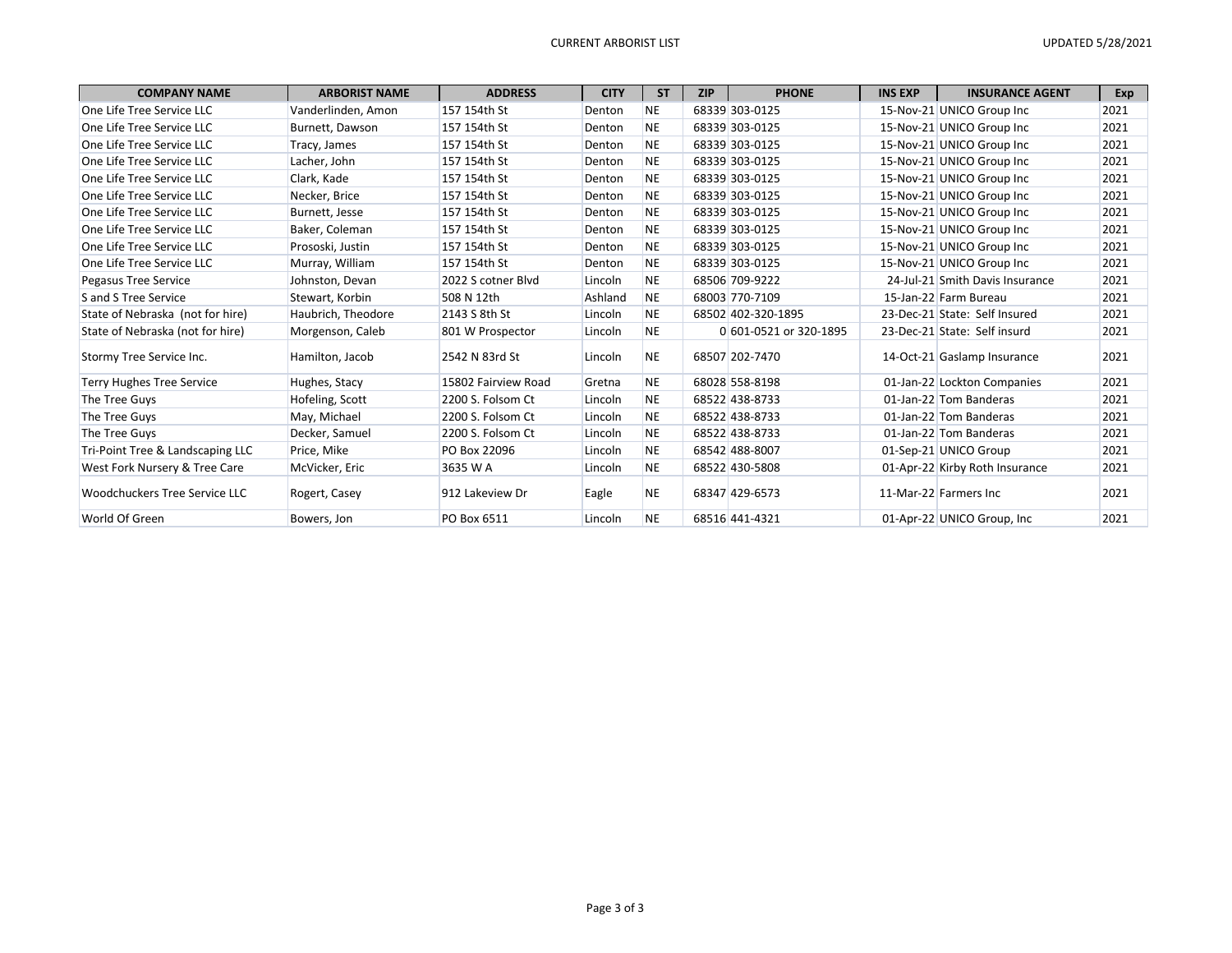| COMPANY NAME | ARBORIST NAME | ADDRESS | CITY | ST | ZIP | PHONE | INS EXP | INSURANCE AGENT | Exp |
|---|---|---|---|---|---|---|---|---|---|
| One Life Tree Service LLC | Vanderlinden, Amon | 157 154th St | Denton | NE | 68339 | 303-0125 | 15-Nov-21 | UNICO Group Inc | 2021 |
| One Life Tree Service LLC | Burnett, Dawson | 157 154th St | Denton | NE | 68339 | 303-0125 | 15-Nov-21 | UNICO Group Inc | 2021 |
| One Life Tree Service LLC | Tracy, James | 157 154th St | Denton | NE | 68339 | 303-0125 | 15-Nov-21 | UNICO Group Inc | 2021 |
| One Life Tree Service LLC | Lacher, John | 157 154th St | Denton | NE | 68339 | 303-0125 | 15-Nov-21 | UNICO Group Inc | 2021 |
| One Life Tree Service LLC | Clark, Kade | 157 154th St | Denton | NE | 68339 | 303-0125 | 15-Nov-21 | UNICO Group Inc | 2021 |
| One Life Tree Service LLC | Necker, Brice | 157 154th St | Denton | NE | 68339 | 303-0125 | 15-Nov-21 | UNICO Group Inc | 2021 |
| One Life Tree Service LLC | Burnett, Jesse | 157 154th St | Denton | NE | 68339 | 303-0125 | 15-Nov-21 | UNICO Group Inc | 2021 |
| One Life Tree Service LLC | Baker, Coleman | 157 154th St | Denton | NE | 68339 | 303-0125 | 15-Nov-21 | UNICO Group Inc | 2021 |
| One Life Tree Service LLC | Prososki, Justin | 157 154th St | Denton | NE | 68339 | 303-0125 | 15-Nov-21 | UNICO Group Inc | 2021 |
| One Life Tree Service LLC | Murray, William | 157 154th St | Denton | NE | 68339 | 303-0125 | 15-Nov-21 | UNICO Group Inc | 2021 |
| Pegasus Tree Service | Johnston, Devan | 2022 S cotner Blvd | Lincoln | NE | 68506 | 709-9222 | 24-Jul-21 | Smith Davis Insurance | 2021 |
| S and S Tree Service | Stewart, Korbin | 508 N 12th | Ashland | NE | 68003 | 770-7109 | 15-Jan-22 | Farm Bureau | 2021 |
| State of Nebraska (not for hire) | Haubrich, Theodore | 2143 S 8th St | Lincoln | NE | 68502 | 402-320-1895 | 23-Dec-21 | State: Self Insured | 2021 |
| State of Nebraska (not for hire) | Morgenson, Caleb | 801 W Prospector | Lincoln | NE | 0 | 601-0521 or 320-1895 | 23-Dec-21 | State: Self insurd | 2021 |
| Stormy Tree Service Inc. | Hamilton, Jacob | 2542 N 83rd St | Lincoln | NE | 68507 | 202-7470 | 14-Oct-21 | Gaslamp Insurance | 2021 |
| Terry Hughes Tree Service | Hughes, Stacy | 15802 Fairview Road | Gretna | NE | 68028 | 558-8198 | 01-Jan-22 | Lockton Companies | 2021 |
| The Tree Guys | Hofeling, Scott | 2200 S. Folsom Ct | Lincoln | NE | 68522 | 438-8733 | 01-Jan-22 | Tom Banderas | 2021 |
| The Tree Guys | May, Michael | 2200 S. Folsom Ct | Lincoln | NE | 68522 | 438-8733 | 01-Jan-22 | Tom Banderas | 2021 |
| The Tree Guys | Decker, Samuel | 2200 S. Folsom Ct | Lincoln | NE | 68522 | 438-8733 | 01-Jan-22 | Tom Banderas | 2021 |
| Tri-Point Tree & Landscaping LLC | Price, Mike | PO Box 22096 | Lincoln | NE | 68542 | 488-8007 | 01-Sep-21 | UNICO Group | 2021 |
| West Fork Nursery & Tree Care | McVicker, Eric | 3635 W A | Lincoln | NE | 68522 | 430-5808 | 01-Apr-22 | Kirby Roth Insurance | 2021 |
| Woodchuckers Tree Service LLC | Rogert, Casey | 912 Lakeview Dr | Eagle | NE | 68347 | 429-6573 | 11-Mar-22 | Farmers Inc | 2021 |
| World Of Green | Bowers, Jon | PO Box 6511 | Lincoln | NE | 68516 | 441-4321 | 01-Apr-22 | UNICO Group, Inc | 2021 |